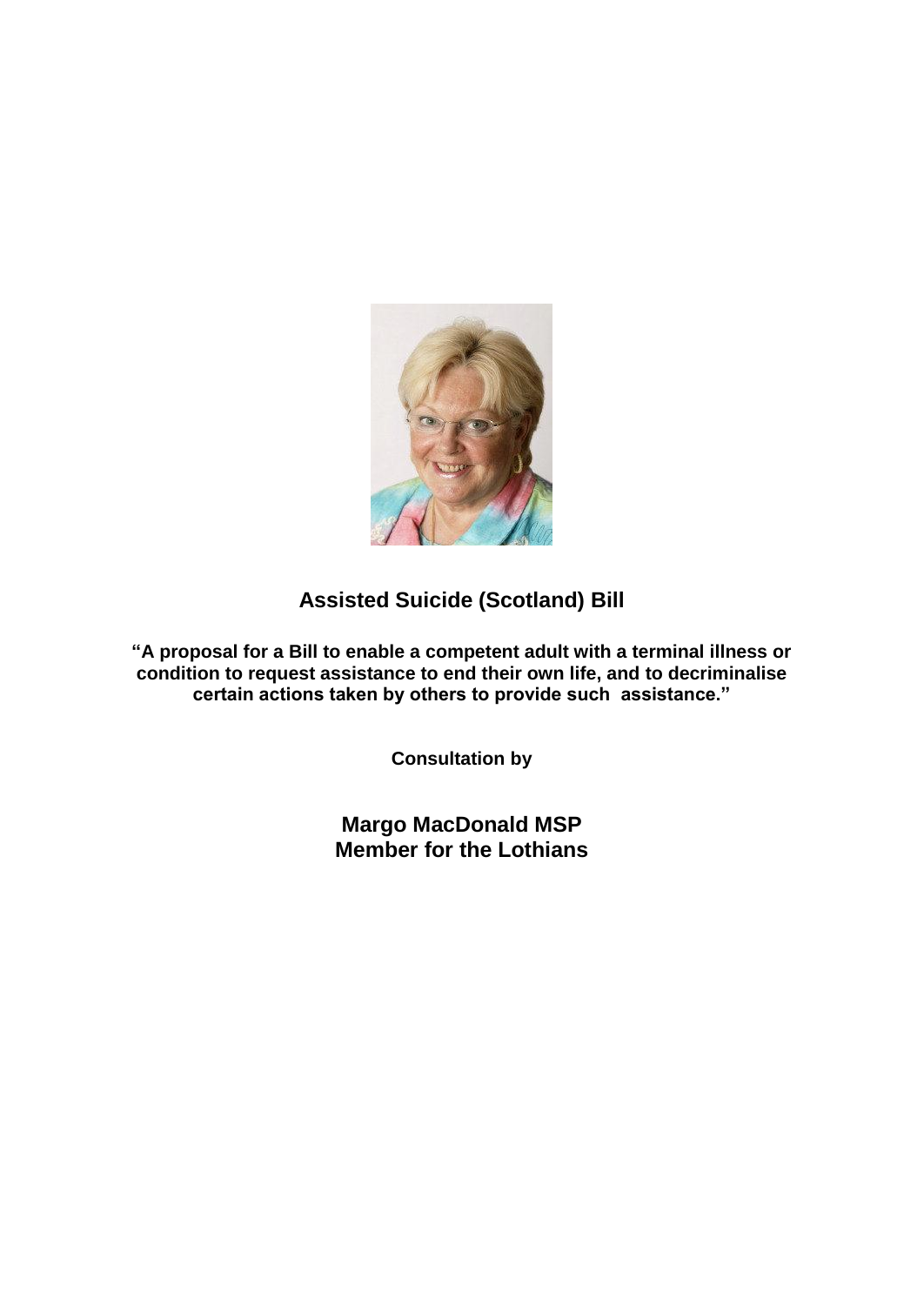# Assisted Suicide (Scotland) Bill

**"A proposal for a Bill to enable a competent adult with a terminal illness or condition to request assistance to end their own life, and to decriminalise certain actions taken by others to provide such assistance."**

**Consultation by**

**Margo MacDonald MSP**
**Member for the Lothians**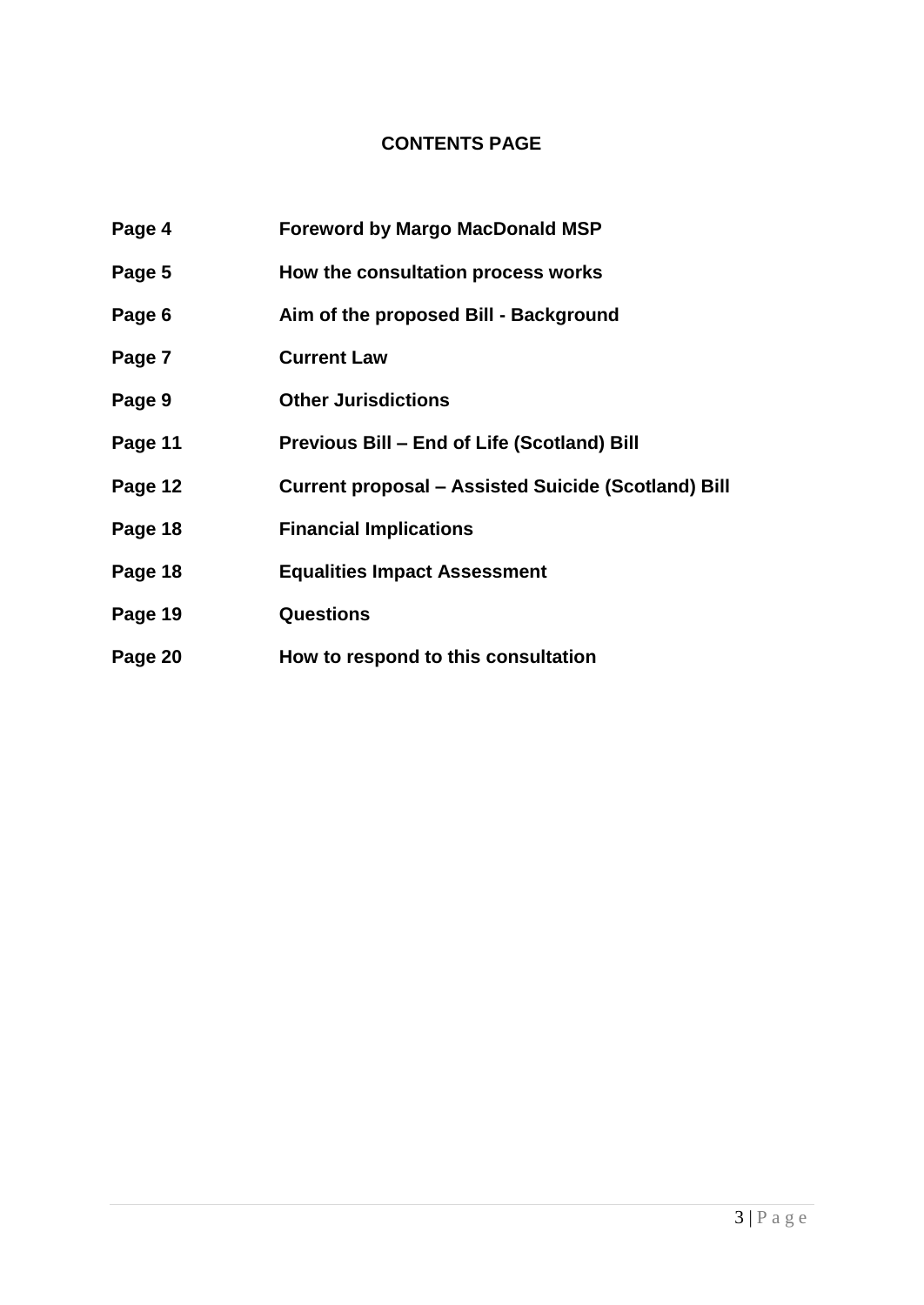## CONTENTS PAGE

| | |
|---|---|
| **Page 4** | **Foreword by Margo MacDonald MSP** |
| **Page 5** | **How the consultation process works** |
| **Page 6** | **Aim of the proposed Bill - Background** |
| **Page 7** | **Current Law** |
| **Page 9** | **Other Jurisdictions** |
| **Page 11** | **Previous Bill – End of Life (Scotland) Bill** |
| **Page 12** | **Current proposal – Assisted Suicide (Scotland) Bill** |
| **Page 18** | **Financial Implications** |
| **Page 18** | **Equalities Impact Assessment** |
| **Page 19** | **Questions** |
| **Page 20** | **How to respond to this consultation** |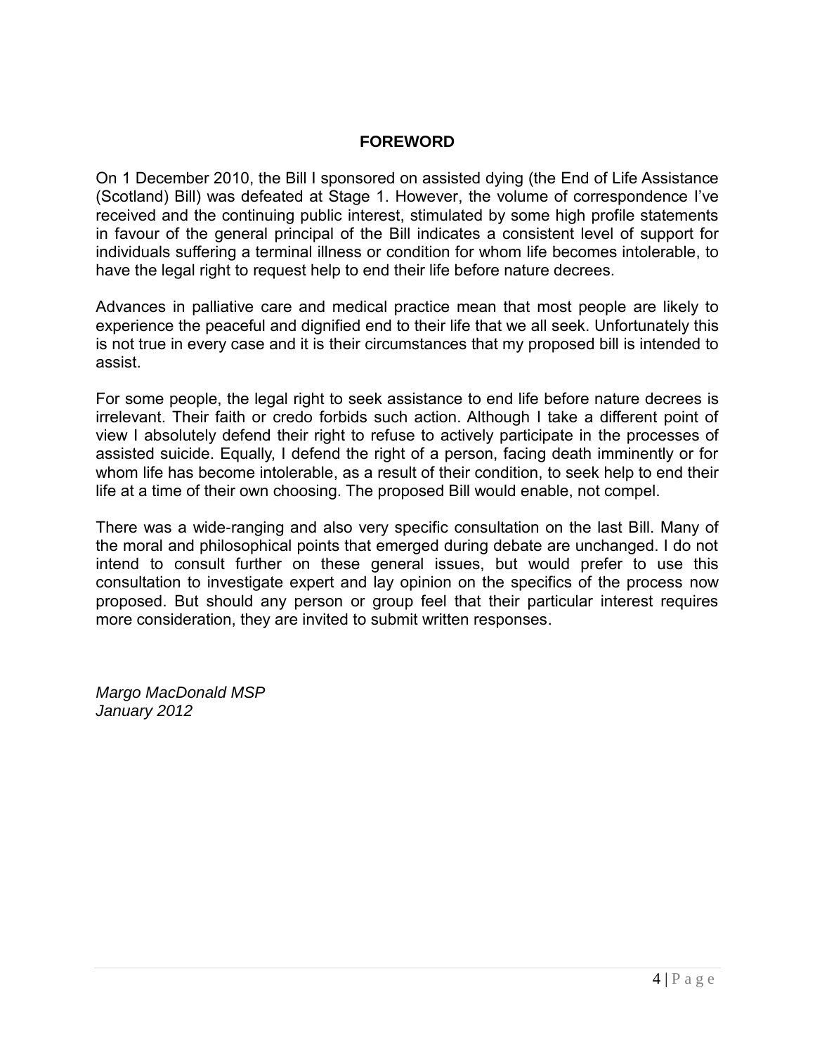## FOREWORD

On 1 December 2010, the Bill I sponsored on assisted dying (the End of Life Assistance (Scotland) Bill) was defeated at Stage 1. However, the volume of correspondence I've received and the continuing public interest, stimulated by some high profile statements in favour of the general principal of the Bill indicates a consistent level of support for individuals suffering a terminal illness or condition for whom life becomes intolerable, to have the legal right to request help to end their life before nature decrees.

Advances in palliative care and medical practice mean that most people are likely to experience the peaceful and dignified end to their life that we all seek. Unfortunately this is not true in every case and it is their circumstances that my proposed bill is intended to assist.

For some people, the legal right to seek assistance to end life before nature decrees is irrelevant. Their faith or credo forbids such action. Although I take a different point of view I absolutely defend their right to refuse to actively participate in the processes of assisted suicide. Equally, I defend the right of a person, facing death imminently or for whom life has become intolerable, as a result of their condition, to seek help to end their life at a time of their own choosing. The proposed Bill would enable, not compel.

There was a wide-ranging and also very specific consultation on the last Bill. Many of the moral and philosophical points that emerged during debate are unchanged. I do not intend to consult further on these general issues, but would prefer to use this consultation to investigate expert and lay opinion on the specifics of the process now proposed. But should any person or group feel that their particular interest requires more consideration, they are invited to submit written responses.

*Margo MacDonald MSP*
*January 2012*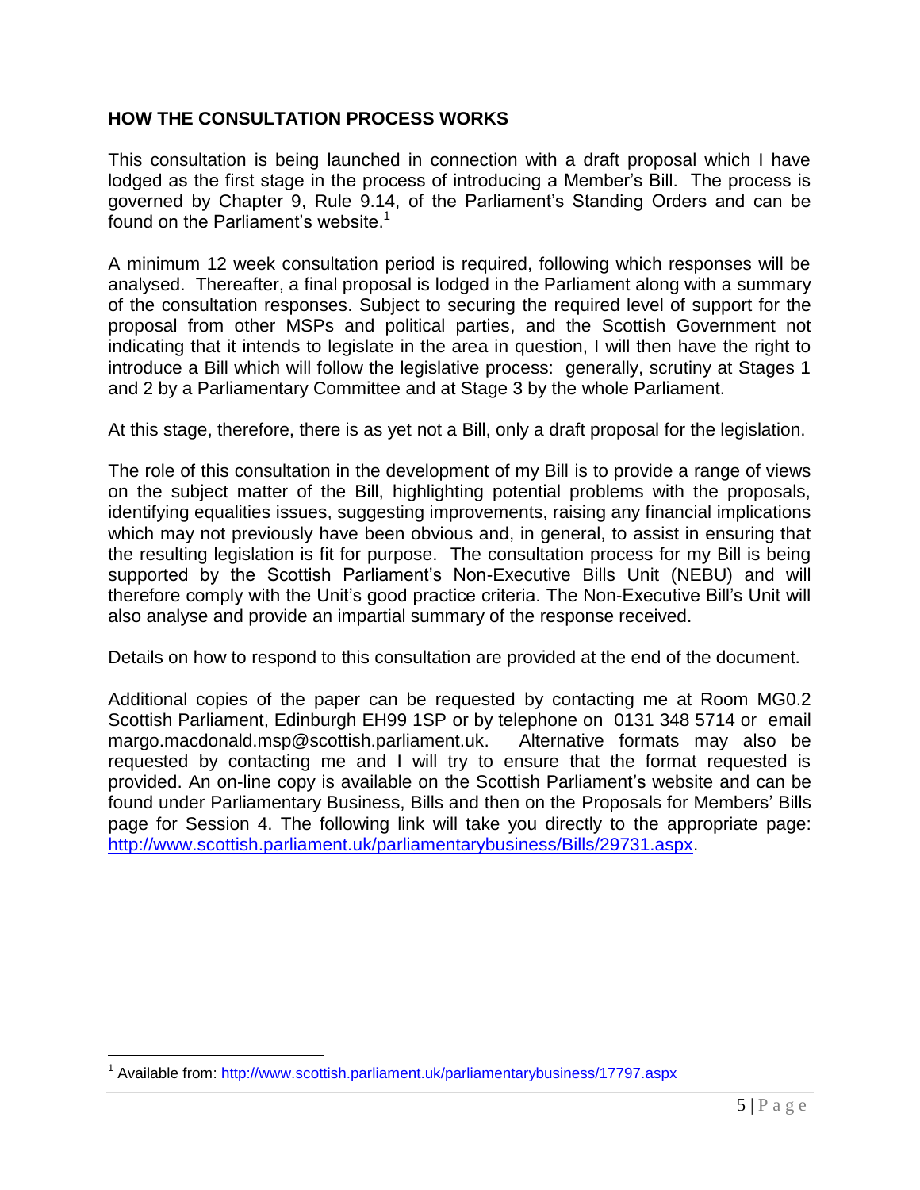## HOW THE CONSULTATION PROCESS WORKS

This consultation is being launched in connection with a draft proposal which I have lodged as the first stage in the process of introducing a Member's Bill. The process is governed by Chapter 9, Rule 9.14, of the Parliament's Standing Orders and can be found on the Parliament's website.[1]

A minimum 12 week consultation period is required, following which responses will be analysed. Thereafter, a final proposal is lodged in the Parliament along with a summary of the consultation responses. Subject to securing the required level of support for the proposal from other MSPs and political parties, and the Scottish Government not indicating that it intends to legislate in the area in question, I will then have the right to introduce a Bill which will follow the legislative process: generally, scrutiny at Stages 1 and 2 by a Parliamentary Committee and at Stage 3 by the whole Parliament.

At this stage, therefore, there is as yet not a Bill, only a draft proposal for the legislation.

The role of this consultation in the development of my Bill is to provide a range of views on the subject matter of the Bill, highlighting potential problems with the proposals, identifying equalities issues, suggesting improvements, raising any financial implications which may not previously have been obvious and, in general, to assist in ensuring that the resulting legislation is fit for purpose. The consultation process for my Bill is being supported by the Scottish Parliament's Non-Executive Bills Unit (NEBU) and will therefore comply with the Unit's good practice criteria. The Non-Executive Bill's Unit will also analyse and provide an impartial summary of the response received.

Details on how to respond to this consultation are provided at the end of the document.

Additional copies of the paper can be requested by contacting me at Room MG0.2 Scottish Parliament, Edinburgh EH99 1SP or by telephone on 0131 348 5714 or email margo.macdonald.msp@scottish.parliament.uk. Alternative formats may also be requested by contacting me and I will try to ensure that the format requested is provided. An on-line copy is available on the Scottish Parliament's website and can be found under Parliamentary Business, Bills and then on the Proposals for Members' Bills page for Session 4. The following link will take you directly to the appropriate page: http://www.scottish.parliament.uk/parliamentarybusiness/Bills/29731.aspx.

---

[1] Available from: http://www.scottish.parliament.uk/parliamentarybusiness/17797.aspx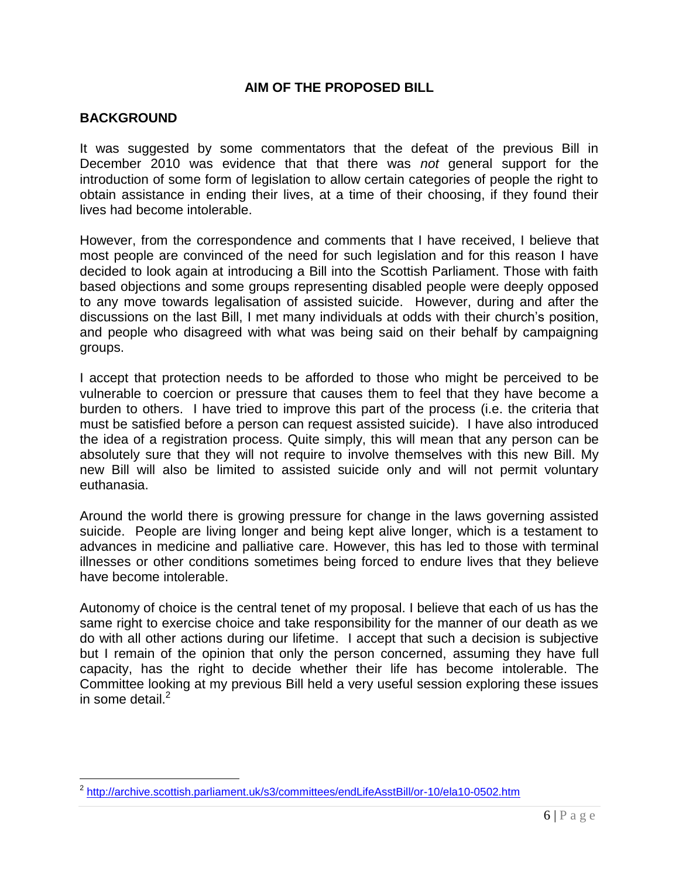## AIM OF THE PROPOSED BILL

### BACKGROUND

It was suggested by some commentators that the defeat of the previous Bill in December 2010 was evidence that that there was *not* general support for the introduction of some form of legislation to allow certain categories of people the right to obtain assistance in ending their lives, at a time of their choosing, if they found their lives had become intolerable.

However, from the correspondence and comments that I have received, I believe that most people are convinced of the need for such legislation and for this reason I have decided to look again at introducing a Bill into the Scottish Parliament. Those with faith based objections and some groups representing disabled people were deeply opposed to any move towards legalisation of assisted suicide. However, during and after the discussions on the last Bill, I met many individuals at odds with their church's position, and people who disagreed with what was being said on their behalf by campaigning groups.

I accept that protection needs to be afforded to those who might be perceived to be vulnerable to coercion or pressure that causes them to feel that they have become a burden to others. I have tried to improve this part of the process (i.e. the criteria that must be satisfied before a person can request assisted suicide). I have also introduced the idea of a registration process. Quite simply, this will mean that any person can be absolutely sure that they will not require to involve themselves with this new Bill. My new Bill will also be limited to assisted suicide only and will not permit voluntary euthanasia.

Around the world there is growing pressure for change in the laws governing assisted suicide. People are living longer and being kept alive longer, which is a testament to advances in medicine and palliative care. However, this has led to those with terminal illnesses or other conditions sometimes being forced to endure lives that they believe have become intolerable.

Autonomy of choice is the central tenet of my proposal. I believe that each of us has the same right to exercise choice and take responsibility for the manner of our death as we do with all other actions during our lifetime. I accept that such a decision is subjective but I remain of the opinion that only the person concerned, assuming they have full capacity, has the right to decide whether their life has become intolerable. The Committee looking at my previous Bill held a very useful session exploring these issues in some detail.[2]

---

[2] http://archive.scottish.parliament.uk/s3/committees/endLifeAsstBill/or-10/ela10-0502.htm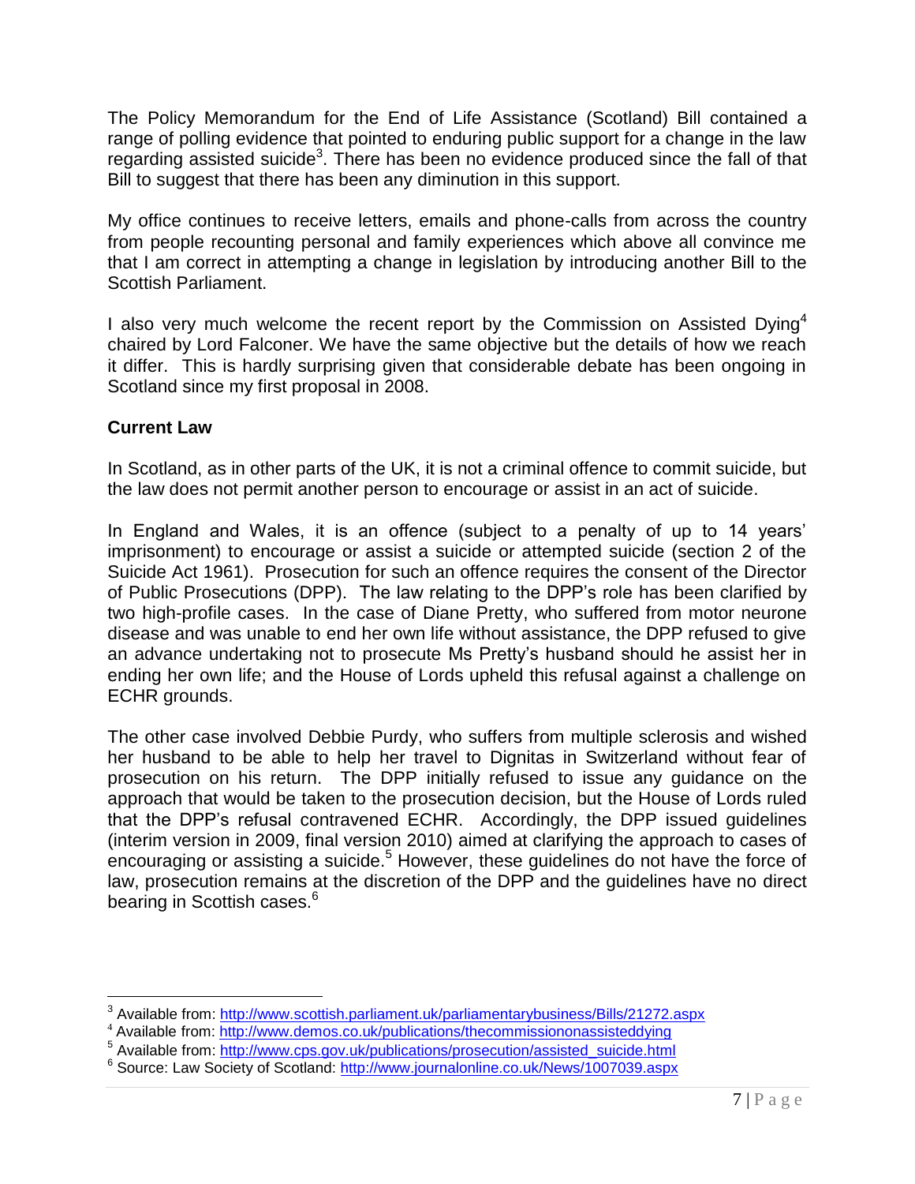The Policy Memorandum for the End of Life Assistance (Scotland) Bill contained a range of polling evidence that pointed to enduring public support for a change in the law regarding assisted suicide[3]. There has been no evidence produced since the fall of that Bill to suggest that there has been any diminution in this support.

My office continues to receive letters, emails and phone-calls from across the country from people recounting personal and family experiences which above all convince me that I am correct in attempting a change in legislation by introducing another Bill to the Scottish Parliament.

I also very much welcome the recent report by the Commission on Assisted Dying[4] chaired by Lord Falconer. We have the same objective but the details of how we reach it differ. This is hardly surprising given that considerable debate has been ongoing in Scotland since my first proposal in 2008.

**Current Law**

In Scotland, as in other parts of the UK, it is not a criminal offence to commit suicide, but the law does not permit another person to encourage or assist in an act of suicide.

In England and Wales, it is an offence (subject to a penalty of up to 14 years' imprisonment) to encourage or assist a suicide or attempted suicide (section 2 of the Suicide Act 1961). Prosecution for such an offence requires the consent of the Director of Public Prosecutions (DPP). The law relating to the DPP's role has been clarified by two high-profile cases. In the case of Diane Pretty, who suffered from motor neurone disease and was unable to end her own life without assistance, the DPP refused to give an advance undertaking not to prosecute Ms Pretty's husband should he assist her in ending her own life; and the House of Lords upheld this refusal against a challenge on ECHR grounds.

The other case involved Debbie Purdy, who suffers from multiple sclerosis and wished her husband to be able to help her travel to Dignitas in Switzerland without fear of prosecution on his return. The DPP initially refused to issue any guidance on the approach that would be taken to the prosecution decision, but the House of Lords ruled that the DPP's refusal contravened ECHR. Accordingly, the DPP issued guidelines (interim version in 2009, final version 2010) aimed at clarifying the approach to cases of encouraging or assisting a suicide.[5] However, these guidelines do not have the force of law, prosecution remains at the discretion of the DPP and the guidelines have no direct bearing in Scottish cases.[6]

---

[3] Available from: http://www.scottish.parliament.uk/parliamentarybusiness/Bills/21272.aspx

[4] Available from: http://www.demos.co.uk/publications/thecommissiononassisteddying

[5] Available from: http://www.cps.gov.uk/publications/prosecution/assisted_suicide.html

[6] Source: Law Society of Scotland: http://www.journalonline.co.uk/News/1007039.aspx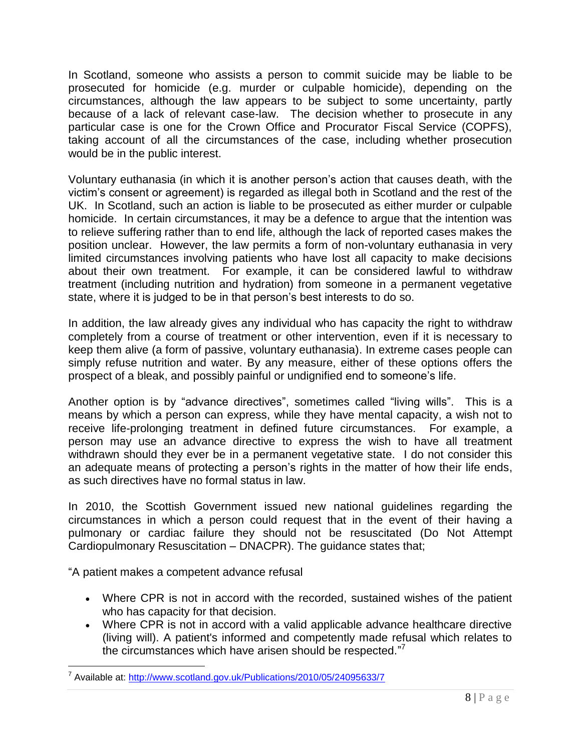In Scotland, someone who assists a person to commit suicide may be liable to be prosecuted for homicide (e.g. murder or culpable homicide), depending on the circumstances, although the law appears to be subject to some uncertainty, partly because of a lack of relevant case-law. The decision whether to prosecute in any particular case is one for the Crown Office and Procurator Fiscal Service (COPFS), taking account of all the circumstances of the case, including whether prosecution would be in the public interest.

Voluntary euthanasia (in which it is another person's action that causes death, with the victim's consent or agreement) is regarded as illegal both in Scotland and the rest of the UK. In Scotland, such an action is liable to be prosecuted as either murder or culpable homicide. In certain circumstances, it may be a defence to argue that the intention was to relieve suffering rather than to end life, although the lack of reported cases makes the position unclear. However, the law permits a form of non-voluntary euthanasia in very limited circumstances involving patients who have lost all capacity to make decisions about their own treatment. For example, it can be considered lawful to withdraw treatment (including nutrition and hydration) from someone in a permanent vegetative state, where it is judged to be in that person's best interests to do so.

In addition, the law already gives any individual who has capacity the right to withdraw completely from a course of treatment or other intervention, even if it is necessary to keep them alive (a form of passive, voluntary euthanasia). In extreme cases people can simply refuse nutrition and water. By any measure, either of these options offers the prospect of a bleak, and possibly painful or undignified end to someone's life.

Another option is by "advance directives", sometimes called "living wills". This is a means by which a person can express, while they have mental capacity, a wish not to receive life-prolonging treatment in defined future circumstances. For example, a person may use an advance directive to express the wish to have all treatment withdrawn should they ever be in a permanent vegetative state. I do not consider this an adequate means of protecting a person's rights in the matter of how their life ends, as such directives have no formal status in law.

In 2010, the Scottish Government issued new national guidelines regarding the circumstances in which a person could request that in the event of their having a pulmonary or cardiac failure they should not be resuscitated (Do Not Attempt Cardiopulmonary Resuscitation – DNACPR). The guidance states that;

"A patient makes a competent advance refusal

- Where CPR is not in accord with the recorded, sustained wishes of the patient who has capacity for that decision.
- Where CPR is not in accord with a valid applicable advance healthcare directive (living will). A patient's informed and competently made refusal which relates to the circumstances which have arisen should be respected."[7]

[7] Available at: http://www.scotland.gov.uk/Publications/2010/05/24095633/7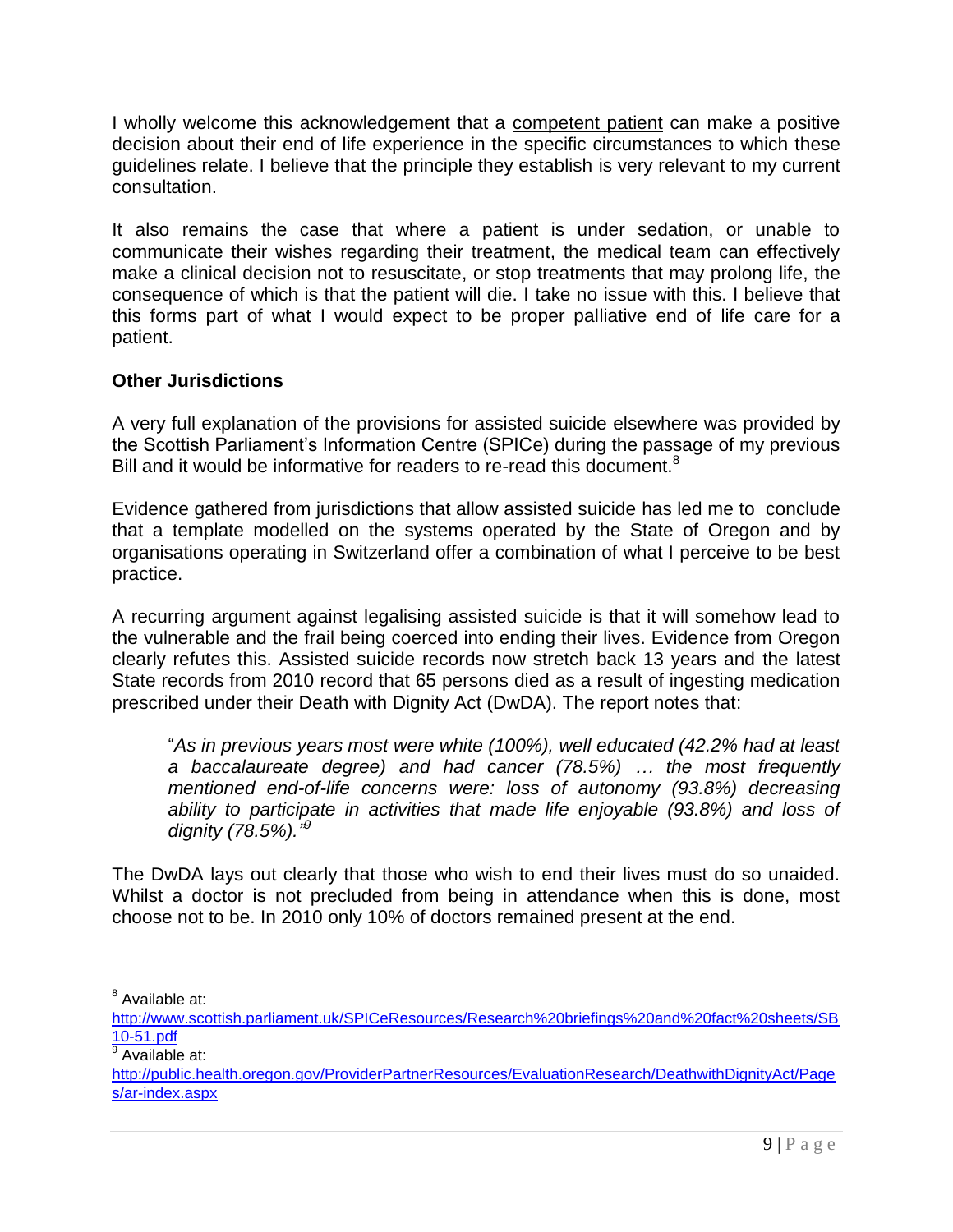I wholly welcome this acknowledgement that a competent patient can make a positive decision about their end of life experience in the specific circumstances to which these guidelines relate. I believe that the principle they establish is very relevant to my current consultation.

It also remains the case that where a patient is under sedation, or unable to communicate their wishes regarding their treatment, the medical team can effectively make a clinical decision not to resuscitate, or stop treatments that may prolong life, the consequence of which is that the patient will die. I take no issue with this. I believe that this forms part of what I would expect to be proper palliative end of life care for a patient.

## Other Jurisdictions

A very full explanation of the provisions for assisted suicide elsewhere was provided by the Scottish Parliament's Information Centre (SPICe) during the passage of my previous Bill and it would be informative for readers to re-read this document.[8]

Evidence gathered from jurisdictions that allow assisted suicide has led me to conclude that a template modelled on the systems operated by the State of Oregon and by organisations operating in Switzerland offer a combination of what I perceive to be best practice.

A recurring argument against legalising assisted suicide is that it will somehow lead to the vulnerable and the frail being coerced into ending their lives. Evidence from Oregon clearly refutes this. Assisted suicide records now stretch back 13 years and the latest State records from 2010 record that 65 persons died as a result of ingesting medication prescribed under their Death with Dignity Act (DwDA). The report notes that:

> "*As in previous years most were white (100%), well educated (42.2% had at least a baccalaureate degree) and had cancer (78.5%) … the most frequently mentioned end-of-life concerns were: loss of autonomy (93.8%) decreasing ability to participate in activities that made life enjoyable (93.8%) and loss of dignity (78.5%).*"[9]

The DwDA lays out clearly that those who wish to end their lives must do so unaided. Whilst a doctor is not precluded from being in attendance when this is done, most choose not to be. In 2010 only 10% of doctors remained present at the end.

---

[8] Available at: http://www.scottish.parliament.uk/SPICeResources/Research%20briefings%20and%20fact%20sheets/SB10-51.pdf

[9] Available at: http://public.health.oregon.gov/ProviderPartnerResources/EvaluationResearch/DeathwithDignityAct/Pages/ar-index.aspx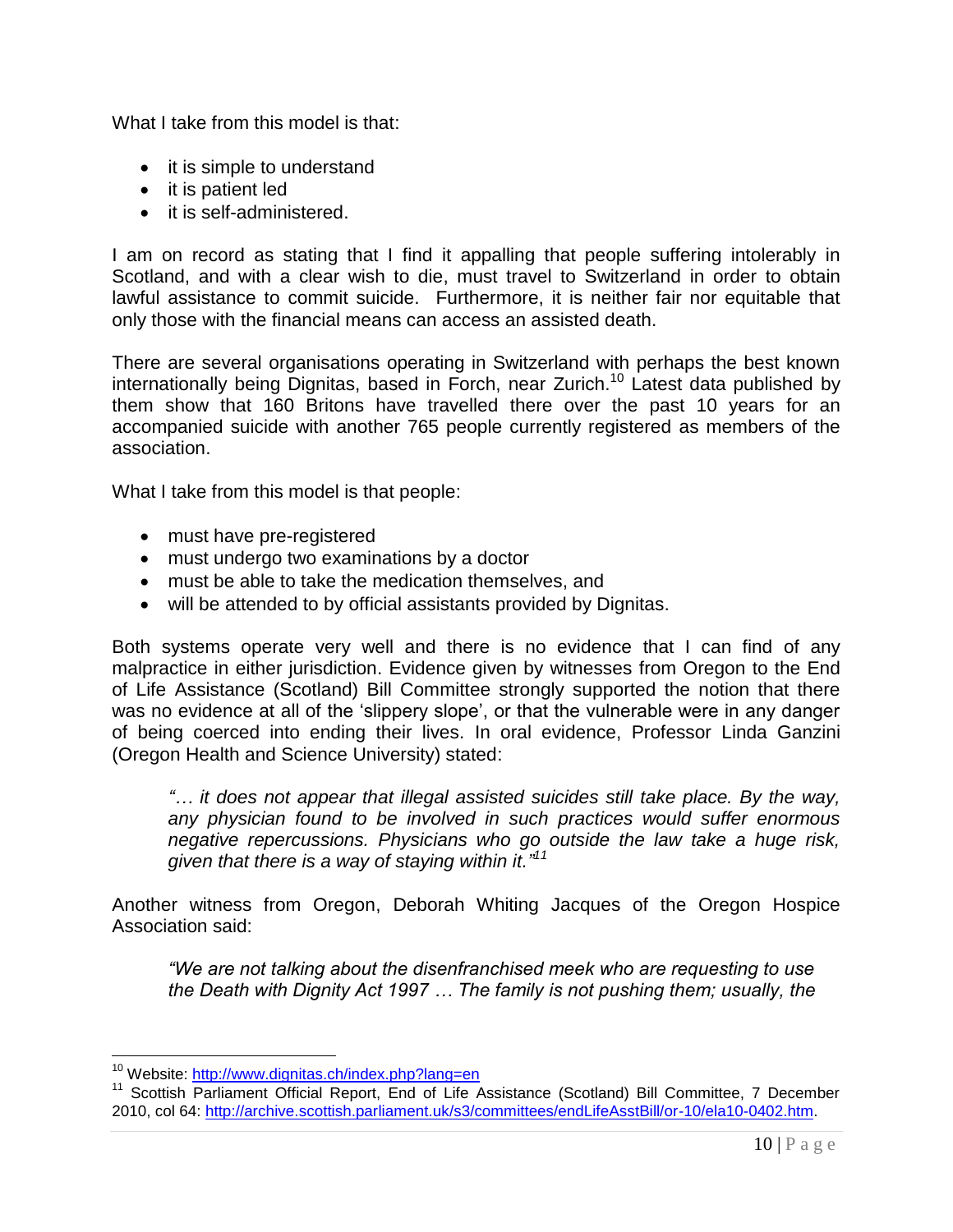What I take from this model is that:

- it is simple to understand
- it is patient led
- it is self-administered.

I am on record as stating that I find it appalling that people suffering intolerably in Scotland, and with a clear wish to die, must travel to Switzerland in order to obtain lawful assistance to commit suicide. Furthermore, it is neither fair nor equitable that only those with the financial means can access an assisted death.

There are several organisations operating in Switzerland with perhaps the best known internationally being Dignitas, based in Forch, near Zurich.[10] Latest data published by them show that 160 Britons have travelled there over the past 10 years for an accompanied suicide with another 765 people currently registered as members of the association.

What I take from this model is that people:

- must have pre-registered
- must undergo two examinations by a doctor
- must be able to take the medication themselves, and
- will be attended to by official assistants provided by Dignitas.

Both systems operate very well and there is no evidence that I can find of any malpractice in either jurisdiction. Evidence given by witnesses from Oregon to the End of Life Assistance (Scotland) Bill Committee strongly supported the notion that there was no evidence at all of the 'slippery slope', or that the vulnerable were in any danger of being coerced into ending their lives. In oral evidence, Professor Linda Ganzini (Oregon Health and Science University) stated:

> *"… it does not appear that illegal assisted suicides still take place. By the way, any physician found to be involved in such practices would suffer enormous negative repercussions. Physicians who go outside the law take a huge risk, given that there is a way of staying within it."*[11]

Another witness from Oregon, Deborah Whiting Jacques of the Oregon Hospice Association said:

> *"We are not talking about the disenfranchised meek who are requesting to use the Death with Dignity Act 1997 … The family is not pushing them; usually, the*

---

[10] Website: http://www.dignitas.ch/index.php?lang=en

[11] Scottish Parliament Official Report, End of Life Assistance (Scotland) Bill Committee, 7 December 2010, col 64: http://archive.scottish.parliament.uk/s3/committees/endLifeAsstBill/or-10/ela10-0402.htm.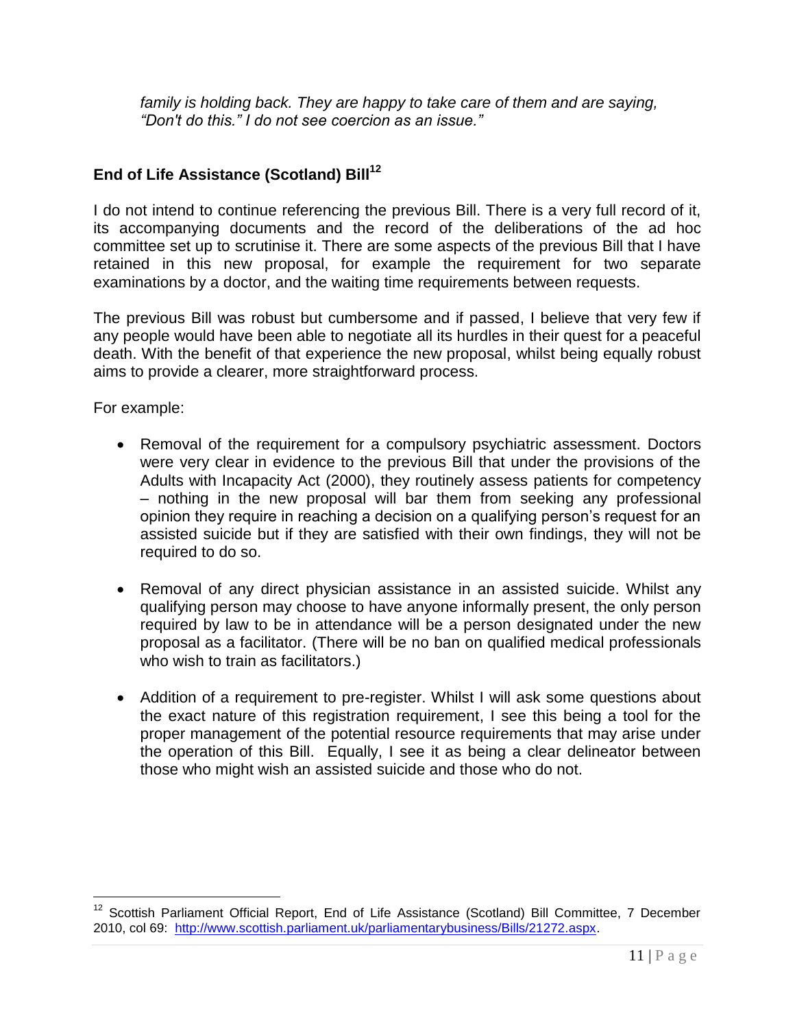*family is holding back. They are happy to take care of them and are saying, “Don't do this.” I do not see coercion as an issue.”*

## End of Life Assistance (Scotland) Bill[12]

I do not intend to continue referencing the previous Bill. There is a very full record of it, its accompanying documents and the record of the deliberations of the ad hoc committee set up to scrutinise it. There are some aspects of the previous Bill that I have retained in this new proposal, for example the requirement for two separate examinations by a doctor, and the waiting time requirements between requests.

The previous Bill was robust but cumbersome and if passed, I believe that very few if any people would have been able to negotiate all its hurdles in their quest for a peaceful death. With the benefit of that experience the new proposal, whilst being equally robust aims to provide a clearer, more straightforward process.

For example:

- Removal of the requirement for a compulsory psychiatric assessment. Doctors were very clear in evidence to the previous Bill that under the provisions of the Adults with Incapacity Act (2000), they routinely assess patients for competency – nothing in the new proposal will bar them from seeking any professional opinion they require in reaching a decision on a qualifying person's request for an assisted suicide but if they are satisfied with their own findings, they will not be required to do so.

- Removal of any direct physician assistance in an assisted suicide. Whilst any qualifying person may choose to have anyone informally present, the only person required by law to be in attendance will be a person designated under the new proposal as a facilitator. (There will be no ban on qualified medical professionals who wish to train as facilitators.)

- Addition of a requirement to pre-register. Whilst I will ask some questions about the exact nature of this registration requirement, I see this being a tool for the proper management of the potential resource requirements that may arise under the operation of this Bill. Equally, I see it as being a clear delineator between those who might wish an assisted suicide and those who do not.

---

[12] Scottish Parliament Official Report, End of Life Assistance (Scotland) Bill Committee, 7 December 2010, col 69: http://www.scottish.parliament.uk/parliamentarybusiness/Bills/21272.aspx.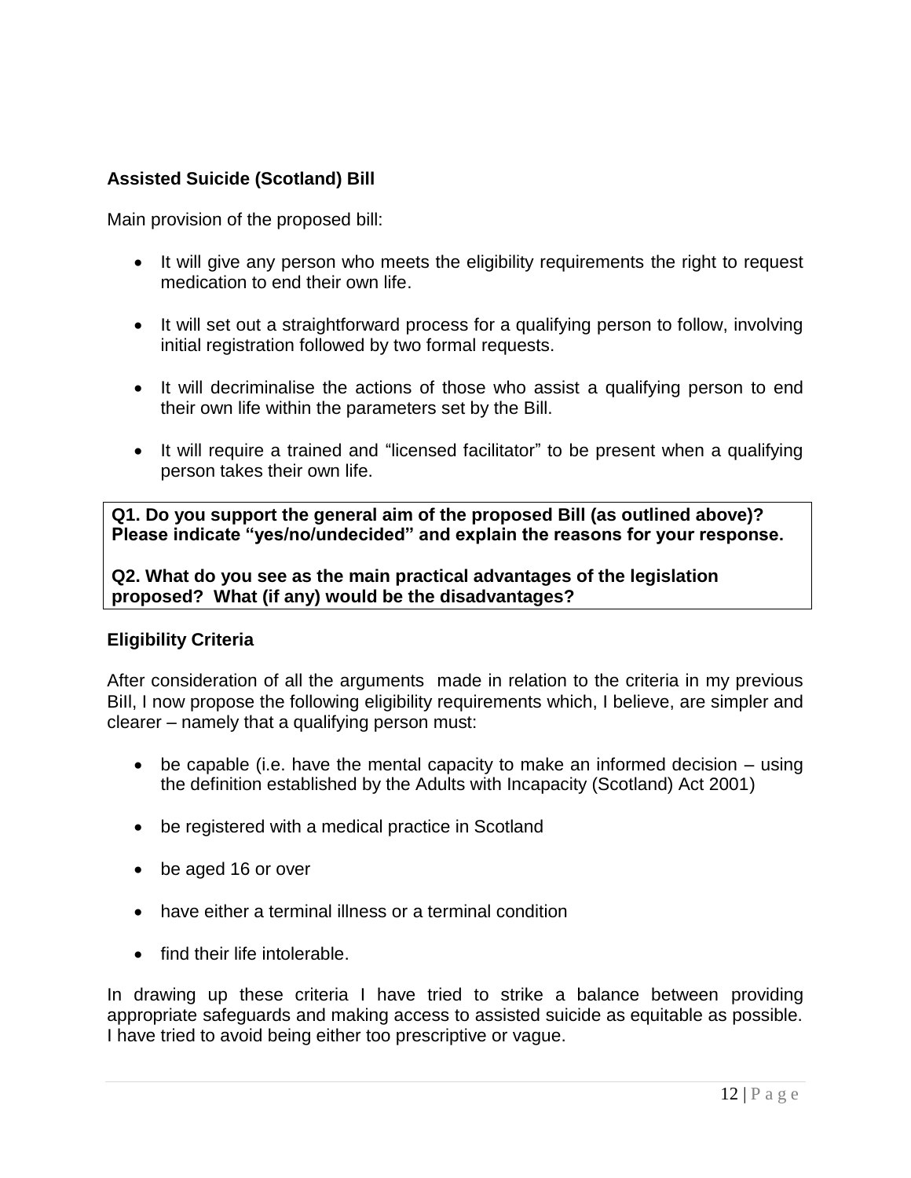**Assisted Suicide (Scotland) Bill**

Main provision of the proposed bill:

- It will give any person who meets the eligibility requirements the right to request medication to end their own life.
- It will set out a straightforward process for a qualifying person to follow, involving initial registration followed by two formal requests.
- It will decriminalise the actions of those who assist a qualifying person to end their own life within the parameters set by the Bill.
- It will require a trained and "licensed facilitator" to be present when a qualifying person takes their own life.

**Q1. Do you support the general aim of the proposed Bill (as outlined above)? Please indicate "yes/no/undecided" and explain the reasons for your response.**

**Q2. What do you see as the main practical advantages of the legislation proposed? What (if any) would be the disadvantages?**

**Eligibility Criteria**

After consideration of all the arguments made in relation to the criteria in my previous Bill, I now propose the following eligibility requirements which, I believe, are simpler and clearer – namely that a qualifying person must:

- be capable (i.e. have the mental capacity to make an informed decision – using the definition established by the Adults with Incapacity (Scotland) Act 2001)
- be registered with a medical practice in Scotland
- be aged 16 or over
- have either a terminal illness or a terminal condition
- find their life intolerable.

In drawing up these criteria I have tried to strike a balance between providing appropriate safeguards and making access to assisted suicide as equitable as possible. I have tried to avoid being either too prescriptive or vague.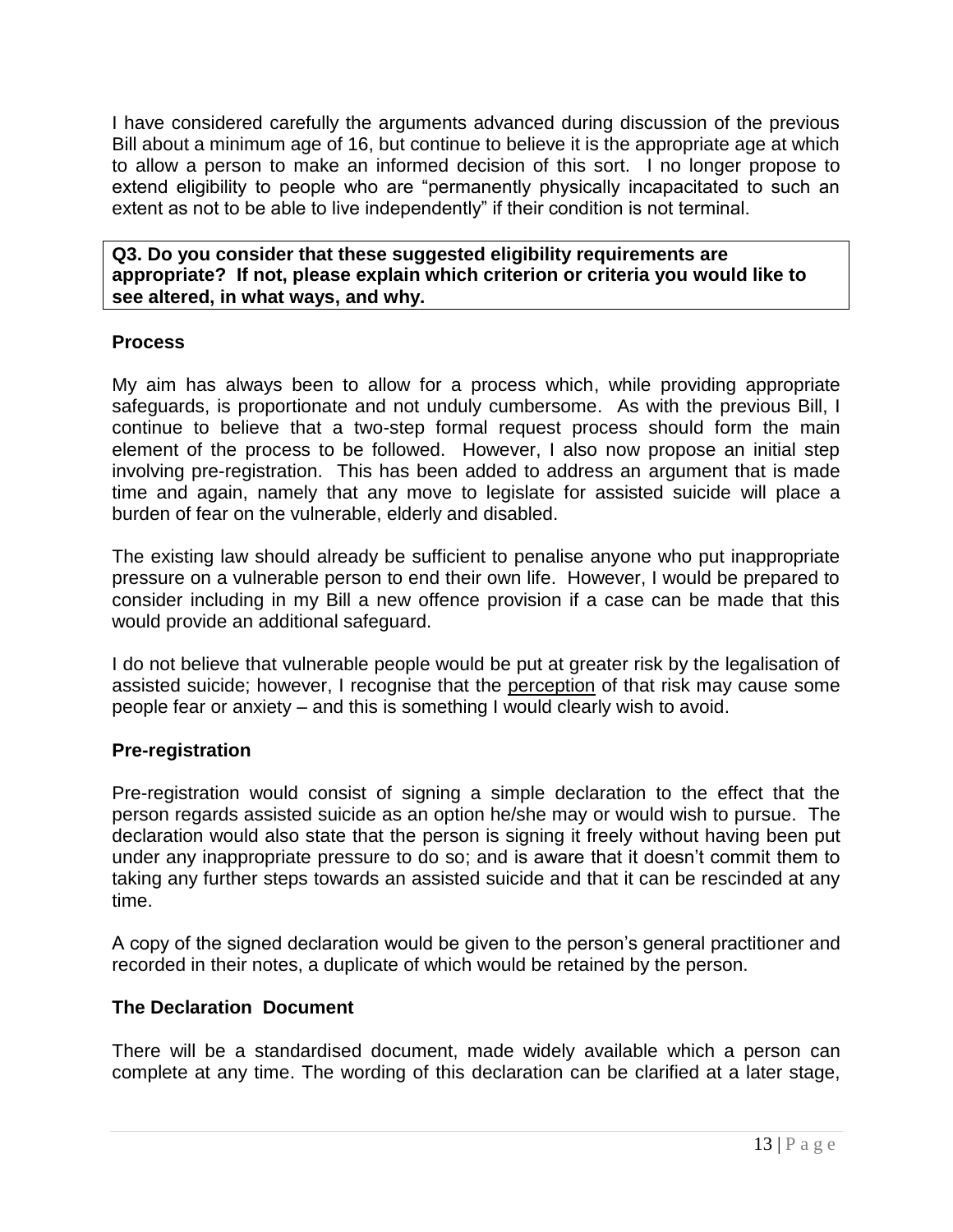I have considered carefully the arguments advanced during discussion of the previous Bill about a minimum age of 16, but continue to believe it is the appropriate age at which to allow a person to make an informed decision of this sort. I no longer propose to extend eligibility to people who are "permanently physically incapacitated to such an extent as not to be able to live independently" if their condition is not terminal.

**Q3. Do you consider that these suggested eligibility requirements are appropriate? If not, please explain which criterion or criteria you would like to see altered, in what ways, and why.**

### Process

My aim has always been to allow for a process which, while providing appropriate safeguards, is proportionate and not unduly cumbersome. As with the previous Bill, I continue to believe that a two-step formal request process should form the main element of the process to be followed. However, I also now propose an initial step involving pre-registration. This has been added to address an argument that is made time and again, namely that any move to legislate for assisted suicide will place a burden of fear on the vulnerable, elderly and disabled.

The existing law should already be sufficient to penalise anyone who put inappropriate pressure on a vulnerable person to end their own life. However, I would be prepared to consider including in my Bill a new offence provision if a case can be made that this would provide an additional safeguard.

I do not believe that vulnerable people would be put at greater risk by the legalisation of assisted suicide; however, I recognise that the <u>perception</u> of that risk may cause some people fear or anxiety – and this is something I would clearly wish to avoid.

### Pre-registration

Pre-registration would consist of signing a simple declaration to the effect that the person regards assisted suicide as an option he/she may or would wish to pursue. The declaration would also state that the person is signing it freely without having been put under any inappropriate pressure to do so; and is aware that it doesn't commit them to taking any further steps towards an assisted suicide and that it can be rescinded at any time.

A copy of the signed declaration would be given to the person's general practitioner and recorded in their notes, a duplicate of which would be retained by the person.

### The Declaration Document

There will be a standardised document, made widely available which a person can complete at any time. The wording of this declaration can be clarified at a later stage,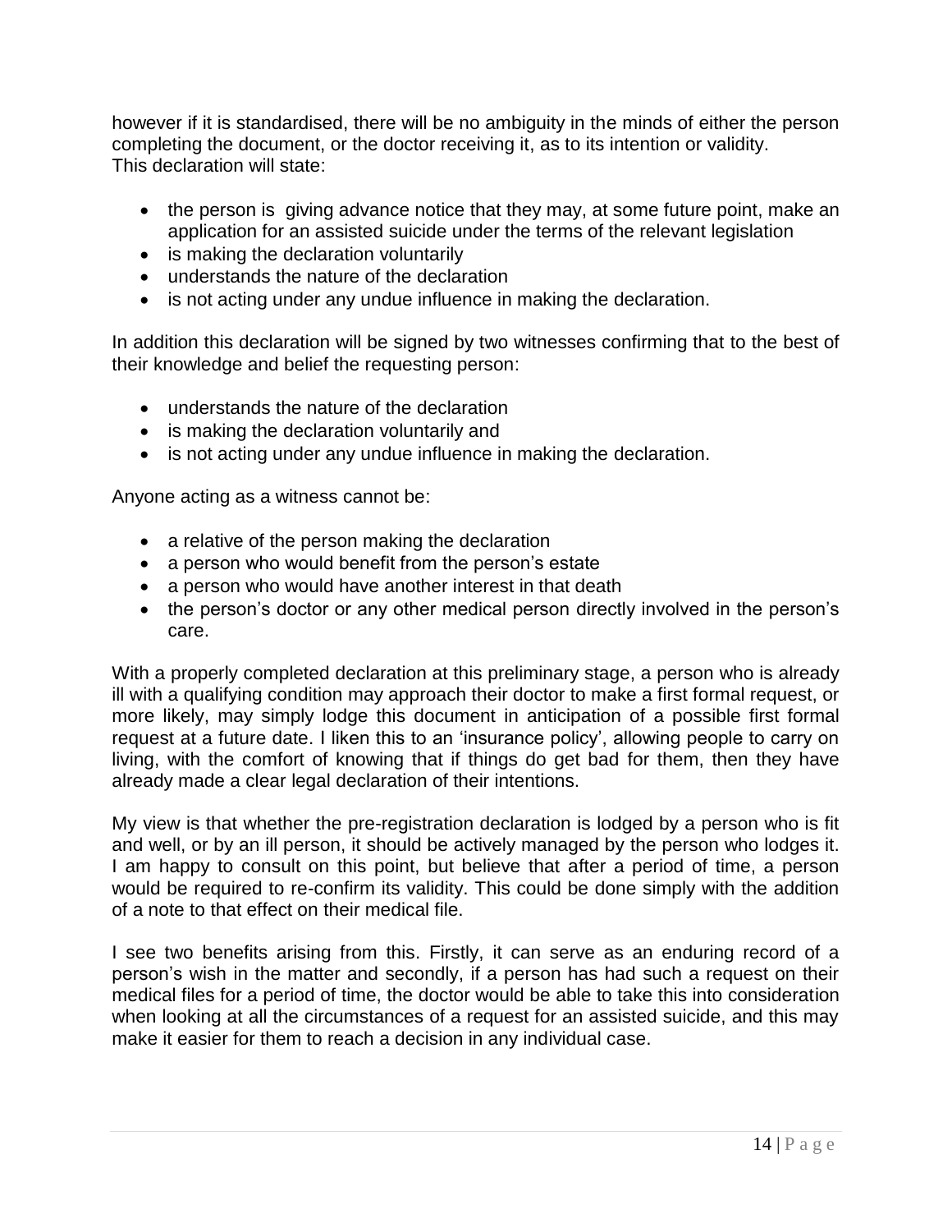however if it is standardised, there will be no ambiguity in the minds of either the person completing the document, or the doctor receiving it, as to its intention or validity.
This declaration will state:

- the person is giving advance notice that they may, at some future point, make an application for an assisted suicide under the terms of the relevant legislation
- is making the declaration voluntarily
- understands the nature of the declaration
- is not acting under any undue influence in making the declaration.

In addition this declaration will be signed by two witnesses confirming that to the best of their knowledge and belief the requesting person:

- understands the nature of the declaration
- is making the declaration voluntarily and
- is not acting under any undue influence in making the declaration.

Anyone acting as a witness cannot be:

- a relative of the person making the declaration
- a person who would benefit from the person's estate
- a person who would have another interest in that death
- the person's doctor or any other medical person directly involved in the person's care.

With a properly completed declaration at this preliminary stage, a person who is already ill with a qualifying condition may approach their doctor to make a first formal request, or more likely, may simply lodge this document in anticipation of a possible first formal request at a future date. I liken this to an 'insurance policy', allowing people to carry on living, with the comfort of knowing that if things do get bad for them, then they have already made a clear legal declaration of their intentions.

My view is that whether the pre-registration declaration is lodged by a person who is fit and well, or by an ill person, it should be actively managed by the person who lodges it. I am happy to consult on this point, but believe that after a period of time, a person would be required to re-confirm its validity. This could be done simply with the addition of a note to that effect on their medical file.

I see two benefits arising from this. Firstly, it can serve as an enduring record of a person's wish in the matter and secondly, if a person has had such a request on their medical files for a period of time, the doctor would be able to take this into consideration when looking at all the circumstances of a request for an assisted suicide, and this may make it easier for them to reach a decision in any individual case.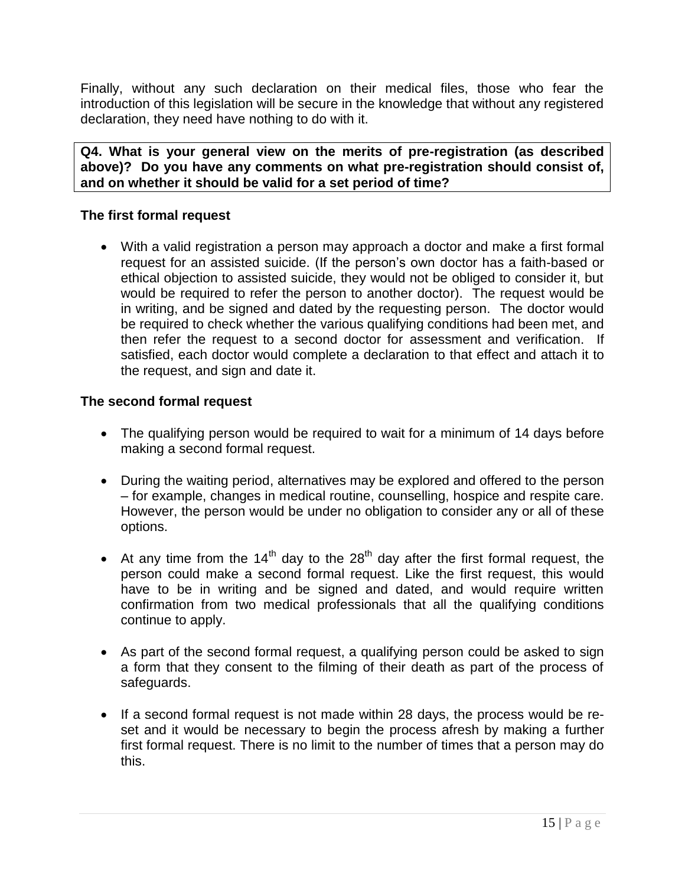Finally, without any such declaration on their medical files, those who fear the introduction of this legislation will be secure in the knowledge that without any registered declaration, they need have nothing to do with it.

**Q4. What is your general view on the merits of pre-registration (as described above)? Do you have any comments on what pre-registration should consist of, and on whether it should be valid for a set period of time?**

### The first formal request

- With a valid registration a person may approach a doctor and make a first formal request for an assisted suicide. (If the person's own doctor has a faith-based or ethical objection to assisted suicide, they would not be obliged to consider it, but would be required to refer the person to another doctor). The request would be in writing, and be signed and dated by the requesting person. The doctor would be required to check whether the various qualifying conditions had been met, and then refer the request to a second doctor for assessment and verification. If satisfied, each doctor would complete a declaration to that effect and attach it to the request, and sign and date it.

### The second formal request

- The qualifying person would be required to wait for a minimum of 14 days before making a second formal request.
- During the waiting period, alternatives may be explored and offered to the person – for example, changes in medical routine, counselling, hospice and respite care. However, the person would be under no obligation to consider any or all of these options.
- At any time from the 14th day to the 28th day after the first formal request, the person could make a second formal request. Like the first request, this would have to be in writing and be signed and dated, and would require written confirmation from two medical professionals that all the qualifying conditions continue to apply.
- As part of the second formal request, a qualifying person could be asked to sign a form that they consent to the filming of their death as part of the process of safeguards.
- If a second formal request is not made within 28 days, the process would be re-set and it would be necessary to begin the process afresh by making a further first formal request. There is no limit to the number of times that a person may do this.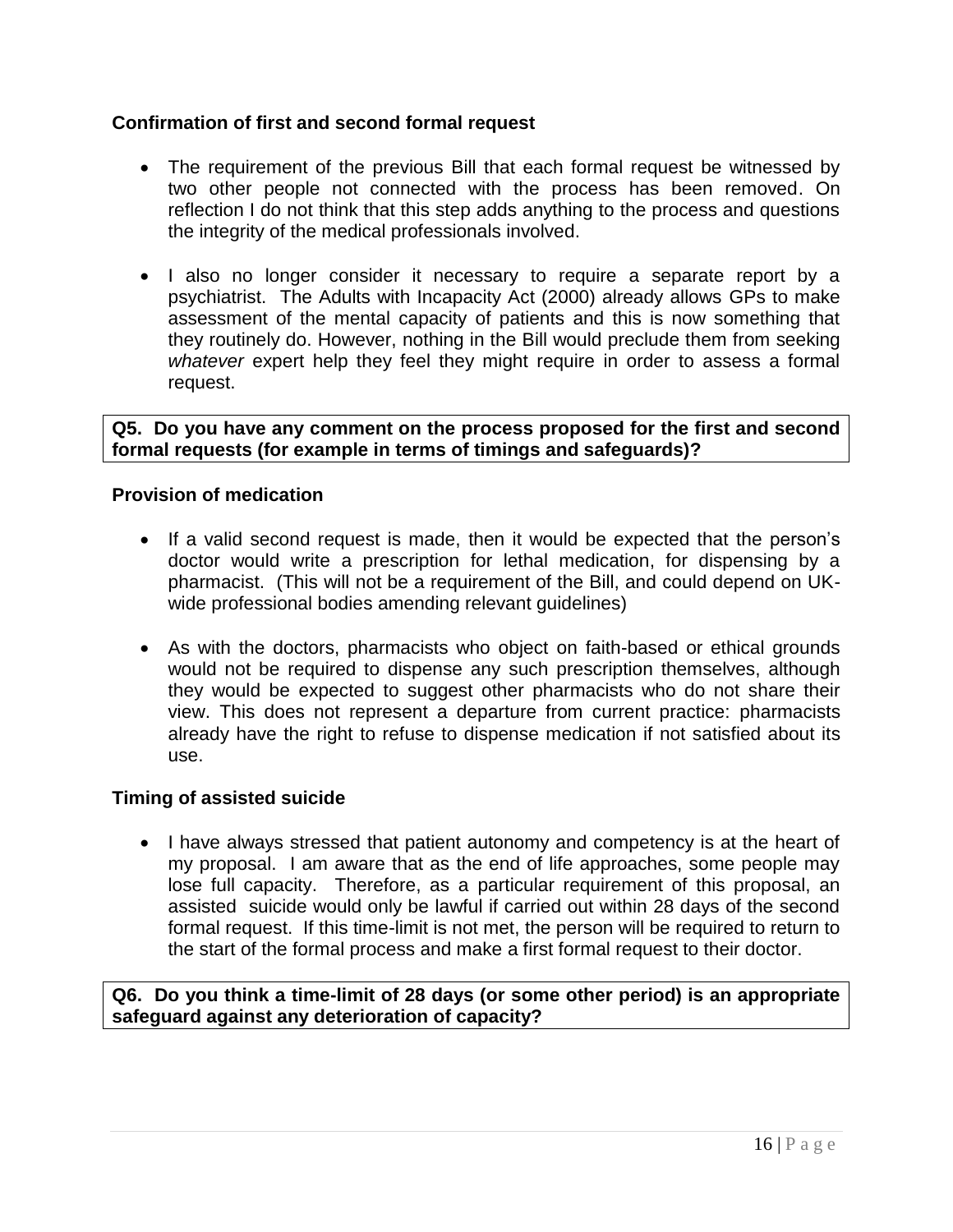**Confirmation of first and second formal request**

- The requirement of the previous Bill that each formal request be witnessed by two other people not connected with the process has been removed. On reflection I do not think that this step adds anything to the process and questions the integrity of the medical professionals involved.

- I also no longer consider it necessary to require a separate report by a psychiatrist. The Adults with Incapacity Act (2000) already allows GPs to make assessment of the mental capacity of patients and this is now something that they routinely do. However, nothing in the Bill would preclude them from seeking *whatever* expert help they feel they might require in order to assess a formal request.

**Q5. Do you have any comment on the process proposed for the first and second formal requests (for example in terms of timings and safeguards)?**

**Provision of medication**

- If a valid second request is made, then it would be expected that the person's doctor would write a prescription for lethal medication, for dispensing by a pharmacist. (This will not be a requirement of the Bill, and could depend on UK-wide professional bodies amending relevant guidelines)

- As with the doctors, pharmacists who object on faith-based or ethical grounds would not be required to dispense any such prescription themselves, although they would be expected to suggest other pharmacists who do not share their view. This does not represent a departure from current practice: pharmacists already have the right to refuse to dispense medication if not satisfied about its use.

**Timing of assisted suicide**

- I have always stressed that patient autonomy and competency is at the heart of my proposal. I am aware that as the end of life approaches, some people may lose full capacity. Therefore, as a particular requirement of this proposal, an assisted suicide would only be lawful if carried out within 28 days of the second formal request. If this time-limit is not met, the person will be required to return to the start of the formal process and make a first formal request to their doctor.

**Q6. Do you think a time-limit of 28 days (or some other period) is an appropriate safeguard against any deterioration of capacity?**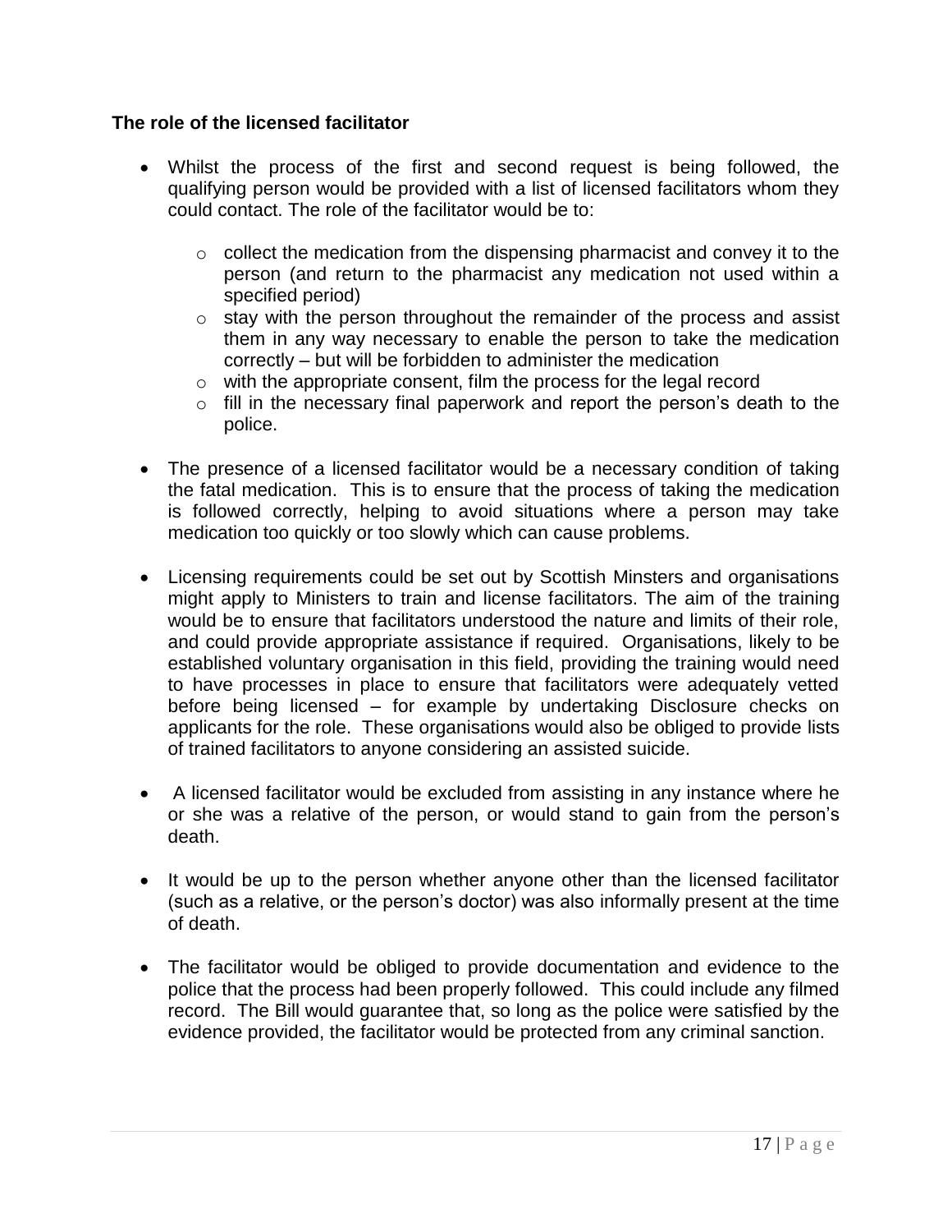**The role of the licensed facilitator**

- Whilst the process of the first and second request is being followed, the qualifying person would be provided with a list of licensed facilitators whom they could contact. The role of the facilitator would be to:
  - collect the medication from the dispensing pharmacist and convey it to the person (and return to the pharmacist any medication not used within a specified period)
  - stay with the person throughout the remainder of the process and assist them in any way necessary to enable the person to take the medication correctly – but will be forbidden to administer the medication
  - with the appropriate consent, film the process for the legal record
  - fill in the necessary final paperwork and report the person's death to the police.

- The presence of a licensed facilitator would be a necessary condition of taking the fatal medication. This is to ensure that the process of taking the medication is followed correctly, helping to avoid situations where a person may take medication too quickly or too slowly which can cause problems.

- Licensing requirements could be set out by Scottish Minsters and organisations might apply to Ministers to train and license facilitators. The aim of the training would be to ensure that facilitators understood the nature and limits of their role, and could provide appropriate assistance if required. Organisations, likely to be established voluntary organisation in this field, providing the training would need to have processes in place to ensure that facilitators were adequately vetted before being licensed – for example by undertaking Disclosure checks on applicants for the role. These organisations would also be obliged to provide lists of trained facilitators to anyone considering an assisted suicide.

- A licensed facilitator would be excluded from assisting in any instance where he or she was a relative of the person, or would stand to gain from the person's death.

- It would be up to the person whether anyone other than the licensed facilitator (such as a relative, or the person's doctor) was also informally present at the time of death.

- The facilitator would be obliged to provide documentation and evidence to the police that the process had been properly followed. This could include any filmed record. The Bill would guarantee that, so long as the police were satisfied by the evidence provided, the facilitator would be protected from any criminal sanction.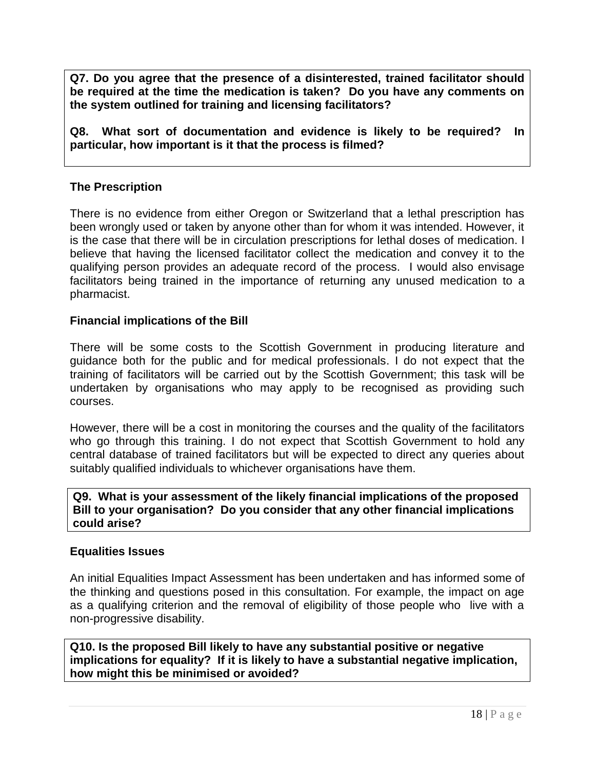**Q7. Do you agree that the presence of a disinterested, trained facilitator should be required at the time the medication is taken? Do you have any comments on the system outlined for training and licensing facilitators?**

**Q8. What sort of documentation and evidence is likely to be required? In particular, how important is it that the process is filmed?**

### The Prescription

There is no evidence from either Oregon or Switzerland that a lethal prescription has been wrongly used or taken by anyone other than for whom it was intended. However, it is the case that there will be in circulation prescriptions for lethal doses of medication. I believe that having the licensed facilitator collect the medication and convey it to the qualifying person provides an adequate record of the process. I would also envisage facilitators being trained in the importance of returning any unused medication to a pharmacist.

### Financial implications of the Bill

There will be some costs to the Scottish Government in producing literature and guidance both for the public and for medical professionals. I do not expect that the training of facilitators will be carried out by the Scottish Government; this task will be undertaken by organisations who may apply to be recognised as providing such courses.

However, there will be a cost in monitoring the courses and the quality of the facilitators who go through this training. I do not expect that Scottish Government to hold any central database of trained facilitators but will be expected to direct any queries about suitably qualified individuals to whichever organisations have them.

**Q9. What is your assessment of the likely financial implications of the proposed Bill to your organisation? Do you consider that any other financial implications could arise?**

### Equalities Issues

An initial Equalities Impact Assessment has been undertaken and has informed some of the thinking and questions posed in this consultation. For example, the impact on age as a qualifying criterion and the removal of eligibility of those people who live with a non-progressive disability.

**Q10. Is the proposed Bill likely to have any substantial positive or negative implications for equality? If it is likely to have a substantial negative implication, how might this be minimised or avoided?**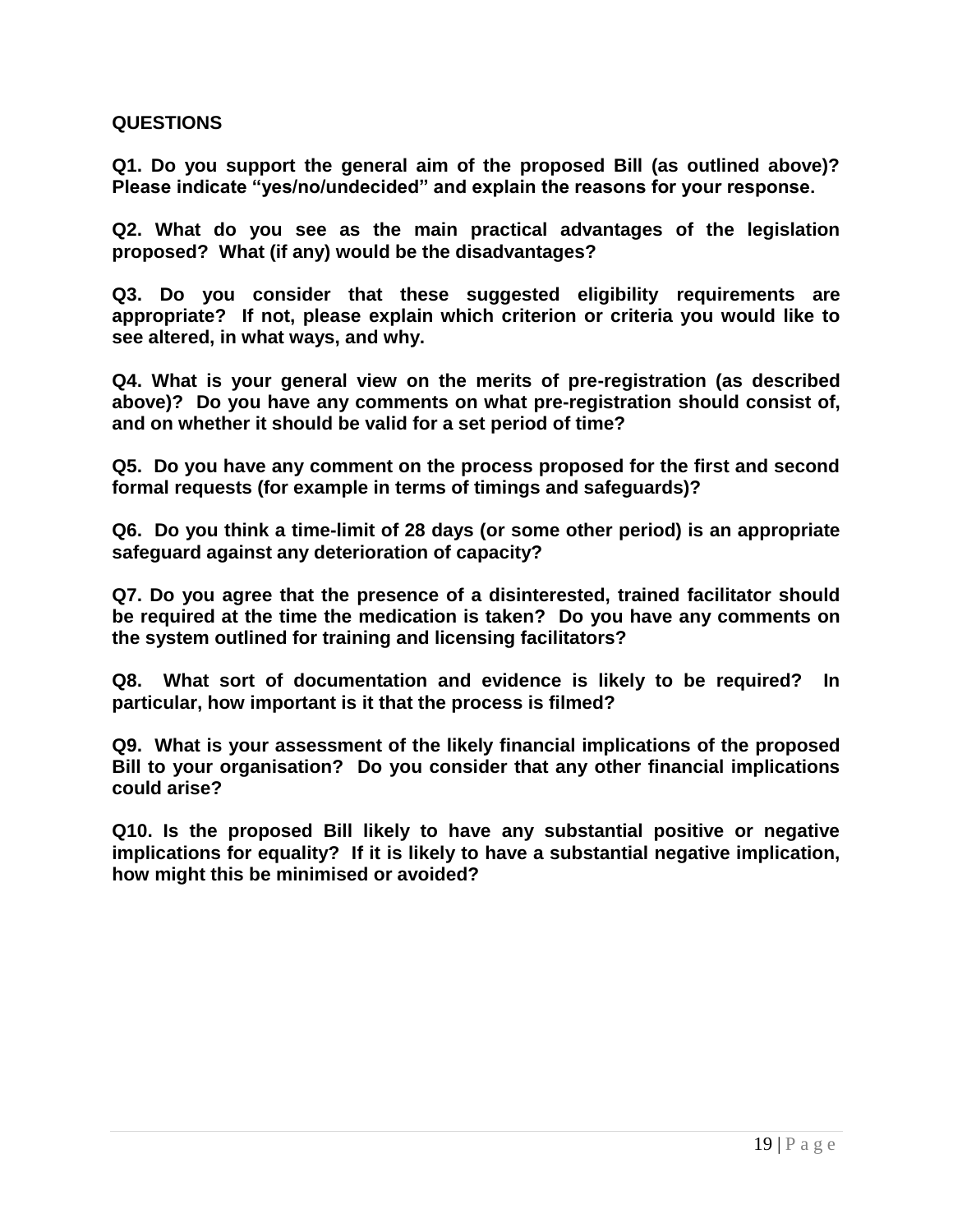## QUESTIONS

**Q1. Do you support the general aim of the proposed Bill (as outlined above)? Please indicate "yes/no/undecided" and explain the reasons for your response.**

**Q2. What do you see as the main practical advantages of the legislation proposed? What (if any) would be the disadvantages?**

**Q3. Do you consider that these suggested eligibility requirements are appropriate? If not, please explain which criterion or criteria you would like to see altered, in what ways, and why.**

**Q4. What is your general view on the merits of pre-registration (as described above)? Do you have any comments on what pre-registration should consist of, and on whether it should be valid for a set period of time?**

**Q5. Do you have any comment on the process proposed for the first and second formal requests (for example in terms of timings and safeguards)?**

**Q6. Do you think a time-limit of 28 days (or some other period) is an appropriate safeguard against any deterioration of capacity?**

**Q7. Do you agree that the presence of a disinterested, trained facilitator should be required at the time the medication is taken? Do you have any comments on the system outlined for training and licensing facilitators?**

**Q8. What sort of documentation and evidence is likely to be required? In particular, how important is it that the process is filmed?**

**Q9. What is your assessment of the likely financial implications of the proposed Bill to your organisation? Do you consider that any other financial implications could arise?**

**Q10. Is the proposed Bill likely to have any substantial positive or negative implications for equality? If it is likely to have a substantial negative implication, how might this be minimised or avoided?**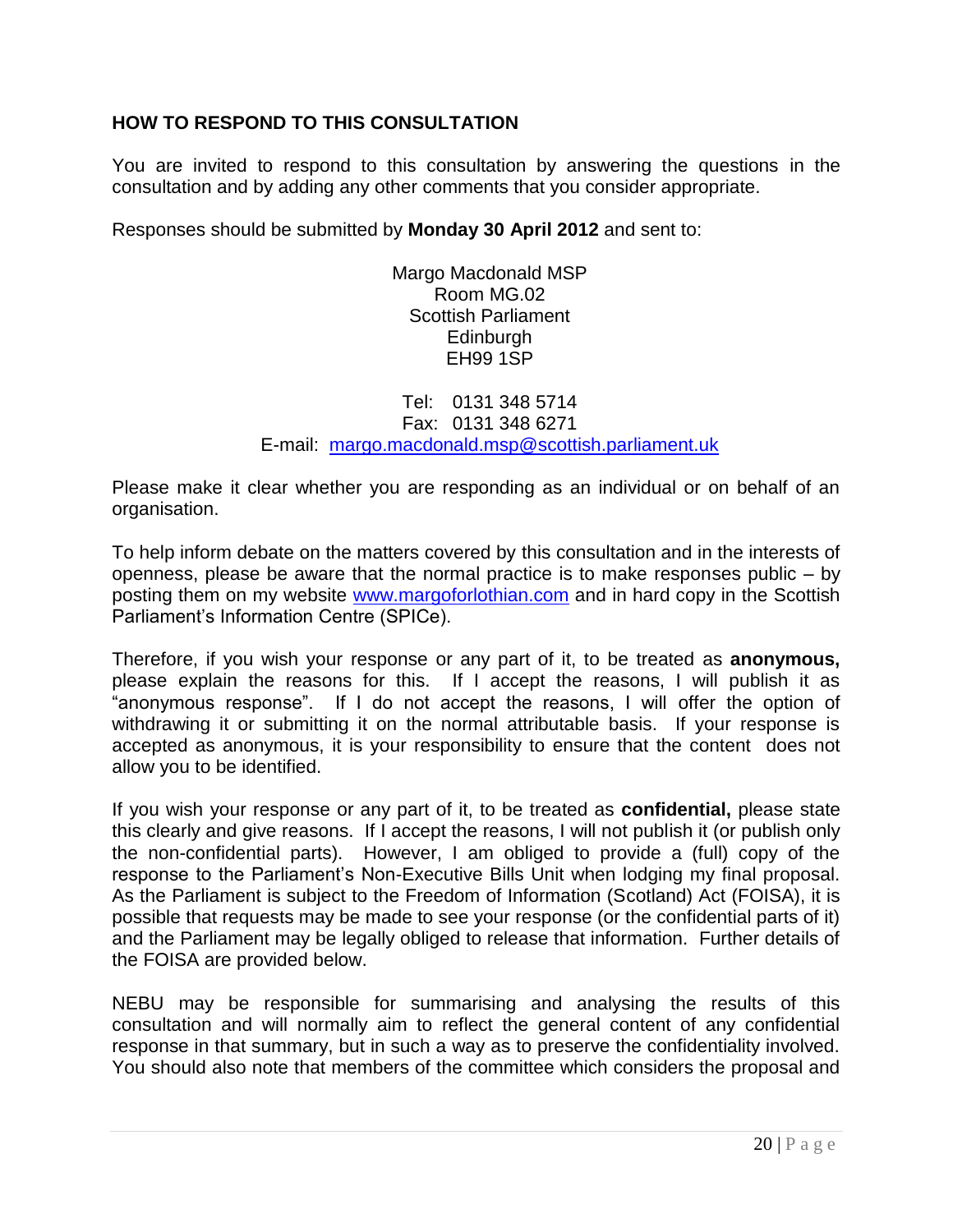## HOW TO RESPOND TO THIS CONSULTATION

You are invited to respond to this consultation by answering the questions in the consultation and by adding any other comments that you consider appropriate.

Responses should be submitted by **Monday 30 April 2012** and sent to:

Margo Macdonald MSP
Room MG.02
Scottish Parliament
Edinburgh
EH99 1SP

Tel: 0131 348 5714
Fax: 0131 348 6271
E-mail: [margo.macdonald.msp@scottish.parliament.uk](mailto:margo.macdonald.msp@scottish.parliament.uk)

Please make it clear whether you are responding as an individual or on behalf of an organisation.

To help inform debate on the matters covered by this consultation and in the interests of openness, please be aware that the normal practice is to make responses public – by posting them on my website [www.margoforlothian.com](http://www.margoforlothian.com) and in hard copy in the Scottish Parliament's Information Centre (SPICe).

Therefore, if you wish your response or any part of it, to be treated as **anonymous,** please explain the reasons for this. If I accept the reasons, I will publish it as "anonymous response". If I do not accept the reasons, I will offer the option of withdrawing it or submitting it on the normal attributable basis. If your response is accepted as anonymous, it is your responsibility to ensure that the content does not allow you to be identified.

If you wish your response or any part of it, to be treated as **confidential,** please state this clearly and give reasons. If I accept the reasons, I will not publish it (or publish only the non-confidential parts). However, I am obliged to provide a (full) copy of the response to the Parliament's Non-Executive Bills Unit when lodging my final proposal. As the Parliament is subject to the Freedom of Information (Scotland) Act (FOISA), it is possible that requests may be made to see your response (or the confidential parts of it) and the Parliament may be legally obliged to release that information. Further details of the FOISA are provided below.

NEBU may be responsible for summarising and analysing the results of this consultation and will normally aim to reflect the general content of any confidential response in that summary, but in such a way as to preserve the confidentiality involved. You should also note that members of the committee which considers the proposal and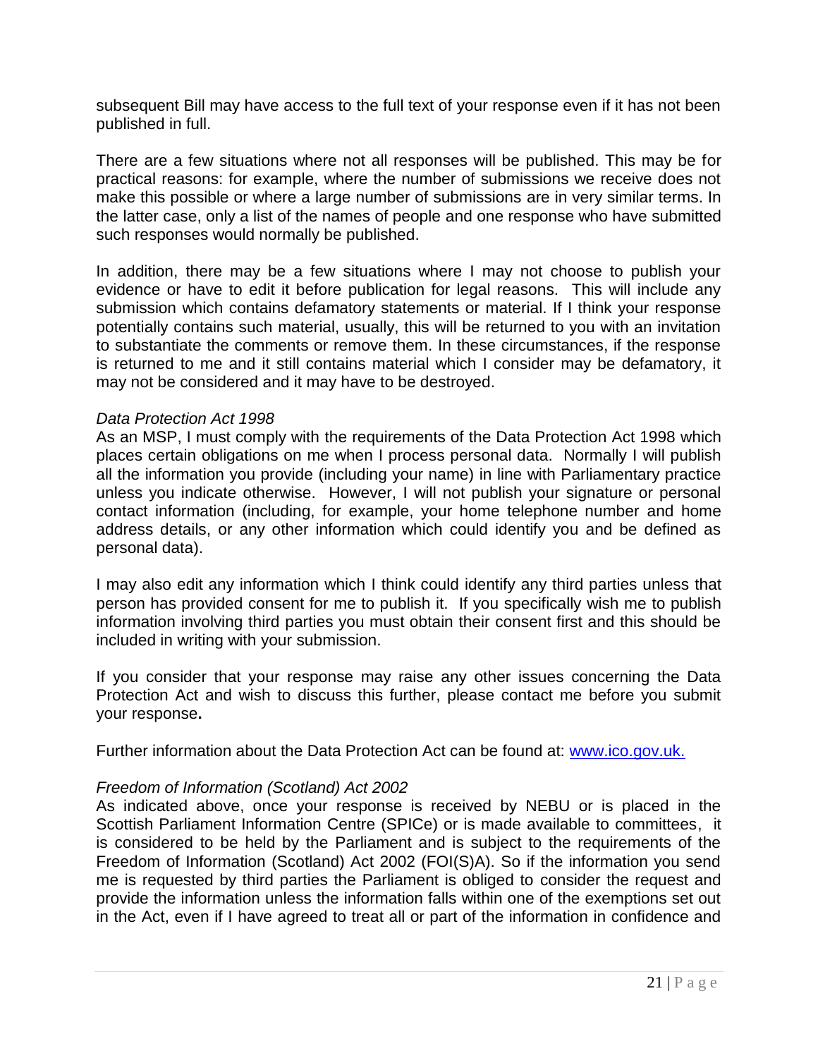subsequent Bill may have access to the full text of your response even if it has not been published in full.

There are a few situations where not all responses will be published. This may be for practical reasons: for example, where the number of submissions we receive does not make this possible or where a large number of submissions are in very similar terms. In the latter case, only a list of the names of people and one response who have submitted such responses would normally be published.

In addition, there may be a few situations where I may not choose to publish your evidence or have to edit it before publication for legal reasons. This will include any submission which contains defamatory statements or material. If I think your response potentially contains such material, usually, this will be returned to you with an invitation to substantiate the comments or remove them. In these circumstances, if the response is returned to me and it still contains material which I consider may be defamatory, it may not be considered and it may have to be destroyed.

*Data Protection Act 1998*

As an MSP, I must comply with the requirements of the Data Protection Act 1998 which places certain obligations on me when I process personal data. Normally I will publish all the information you provide (including your name) in line with Parliamentary practice unless you indicate otherwise. However, I will not publish your signature or personal contact information (including, for example, your home telephone number and home address details, or any other information which could identify you and be defined as personal data).

I may also edit any information which I think could identify any third parties unless that person has provided consent for me to publish it. If you specifically wish me to publish information involving third parties you must obtain their consent first and this should be included in writing with your submission.

If you consider that your response may raise any other issues concerning the Data Protection Act and wish to discuss this further, please contact me before you submit your response**.**

Further information about the Data Protection Act can be found at: [www.ico.gov.uk.](http://www.ico.gov.uk.)

*Freedom of Information (Scotland) Act 2002*

As indicated above, once your response is received by NEBU or is placed in the Scottish Parliament Information Centre (SPICe) or is made available to committees, it is considered to be held by the Parliament and is subject to the requirements of the Freedom of Information (Scotland) Act 2002 (FOI(S)A). So if the information you send me is requested by third parties the Parliament is obliged to consider the request and provide the information unless the information falls within one of the exemptions set out in the Act, even if I have agreed to treat all or part of the information in confidence and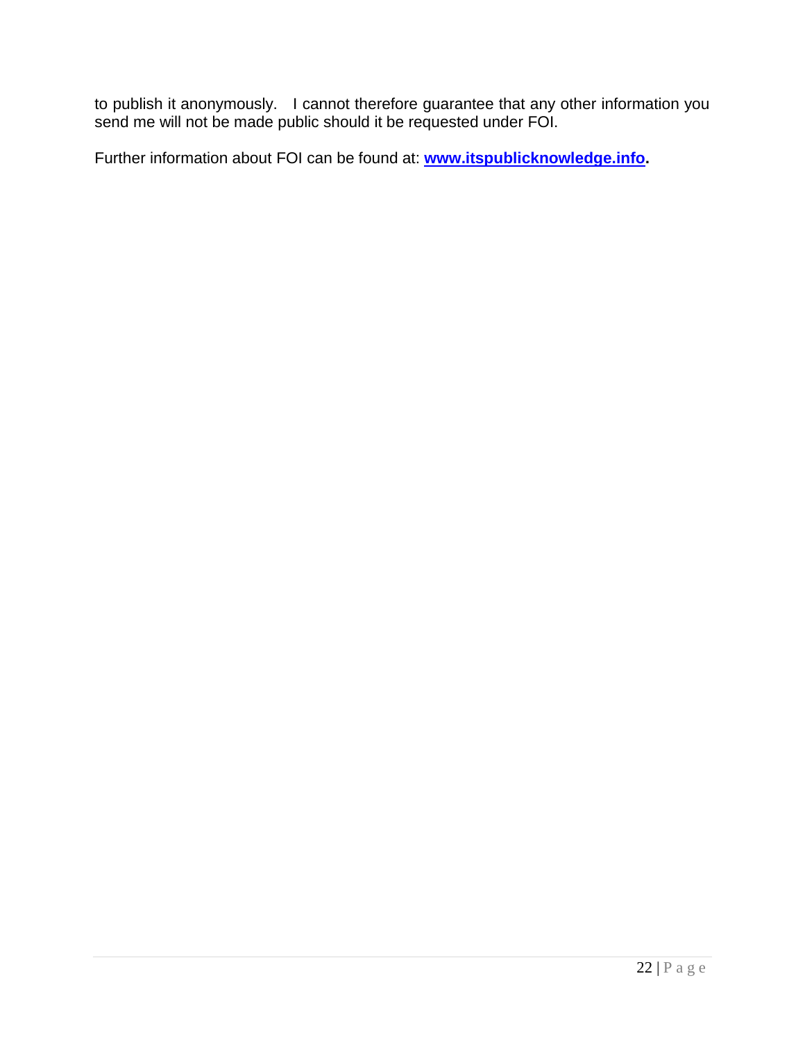to publish it anonymously. I cannot therefore guarantee that any other information you send me will not be made public should it be requested under FOI.

Further information about FOI can be found at: **www.itspublicknowledge.info.**